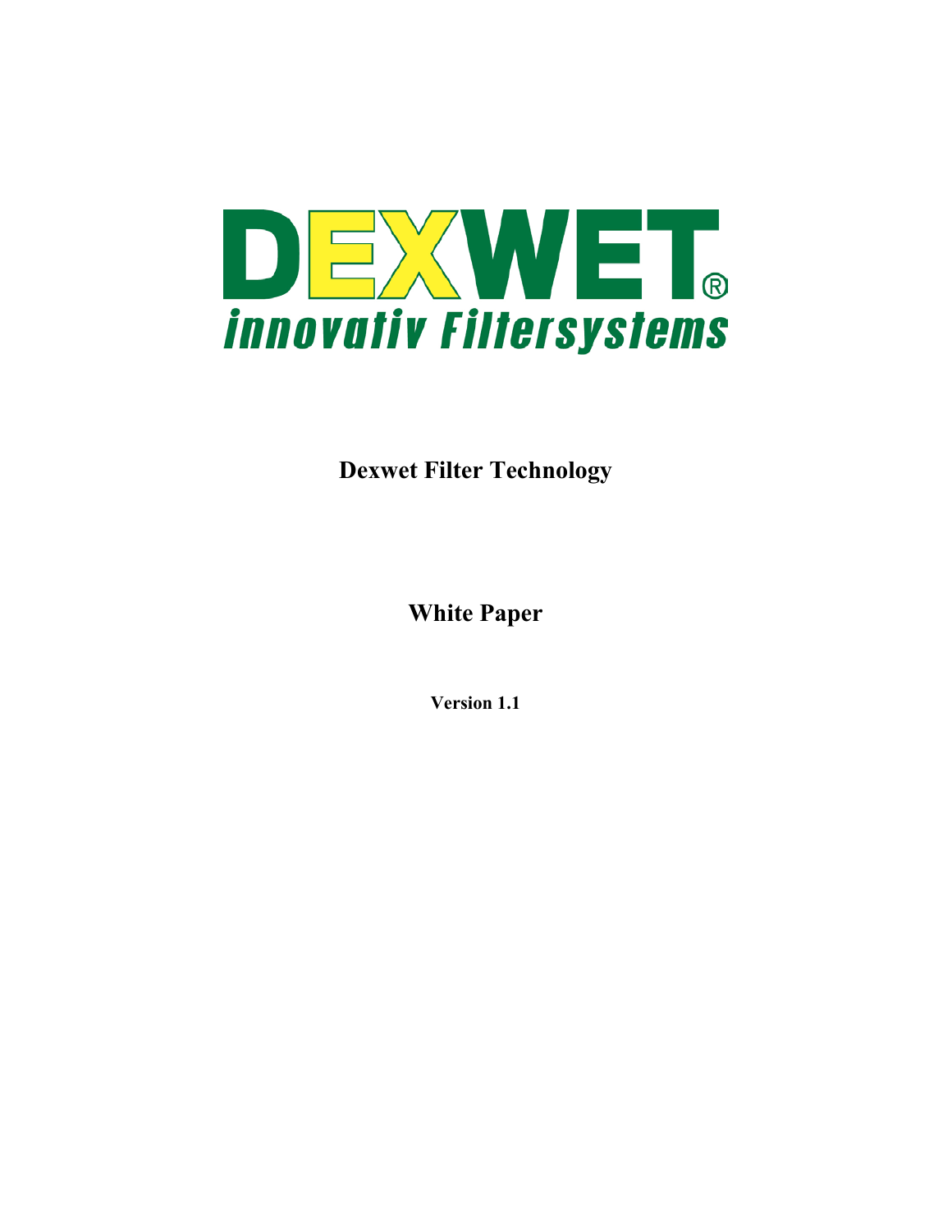# DEXWET®

*innovativ Filtersystems*

**Dexwet Filter Technology**

**White Paper**

**Version 1.1**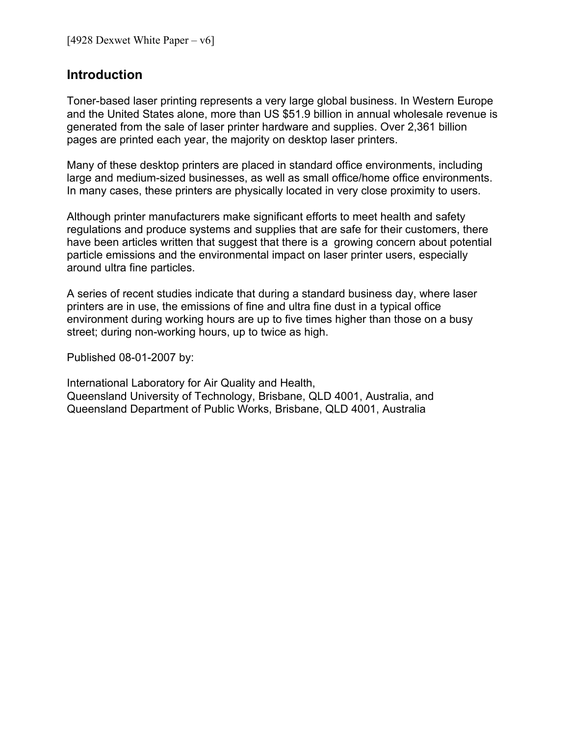[4928 Dexwet White Paper – v6]

## Introduction

Toner-based laser printing represents a very large global business. In Western Europe and the United States alone, more than US $51.9 billion in annual wholesale revenue is generated from the sale of laser printer hardware and supplies. Over 2,361 billion pages are printed each year, the majority on desktop laser printers.

Many of these desktop printers are placed in standard office environments, including large and medium-sized businesses, as well as small office/home office environments. In many cases, these printers are physically located in very close proximity to users.

Although printer manufacturers make significant efforts to meet health and safety regulations and produce systems and supplies that are safe for their customers, there have been articles written that suggest that there is a growing concern about potential particle emissions and the environmental impact on laser printer users, especially around ultra fine particles.

A series of recent studies indicate that during a standard business day, where laser printers are in use, the emissions of fine and ultra fine dust in a typical office environment during working hours are up to five times higher than those on a busy street; during non-working hours, up to twice as high.

Published 08-01-2007 by:

International Laboratory for Air Quality and Health,
Queensland University of Technology, Brisbane, QLD 4001, Australia, and
Queensland Department of Public Works, Brisbane, QLD 4001, Australia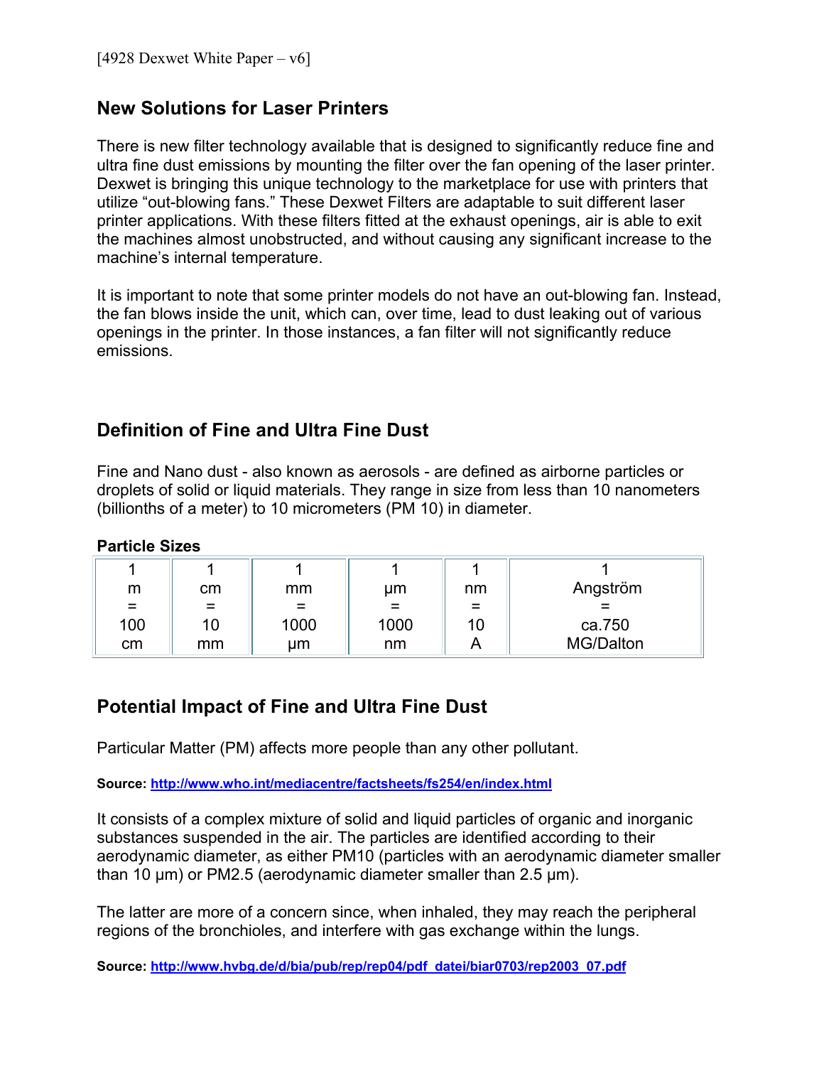[4928 Dexwet White Paper – v6]

## New Solutions for Laser Printers

There is new filter technology available that is designed to significantly reduce fine and ultra fine dust emissions by mounting the filter over the fan opening of the laser printer. Dexwet is bringing this unique technology to the marketplace for use with printers that utilize "out-blowing fans." These Dexwet Filters are adaptable to suit different laser printer applications. With these filters fitted at the exhaust openings, air is able to exit the machines almost unobstructed, and without causing any significant increase to the machine's internal temperature.

It is important to note that some printer models do not have an out-blowing fan. Instead, the fan blows inside the unit, which can, over time, lead to dust leaking out of various openings in the printer. In those instances, a fan filter will not significantly reduce emissions.

## Definition of Fine and Ultra Fine Dust

Fine and Nano dust - also known as aerosols - are defined as airborne particles or droplets of solid or liquid materials. They range in size from less than 10 nanometers (billionths of a meter) to 10 micrometers (PM 10) in diameter.

**Particle Sizes**

| 1 m = 100 cm | 1 cm = 10 mm | 1 mm = 1000 µm | 1 µm = 1000 nm | 1 nm = 10 A | 1 Angström = ca.750 MG/Dalton |
|---|---|---|---|---|---|

## Potential Impact of Fine and Ultra Fine Dust

Particular Matter (PM) affects more people than any other pollutant.

**Source: http://www.who.int/mediacentre/factsheets/fs254/en/index.html**

It consists of a complex mixture of solid and liquid particles of organic and inorganic substances suspended in the air. The particles are identified according to their aerodynamic diameter, as either PM10 (particles with an aerodynamic diameter smaller than 10 µm) or PM2.5 (aerodynamic diameter smaller than 2.5 µm).

The latter are more of a concern since, when inhaled, they may reach the peripheral regions of the bronchioles, and interfere with gas exchange within the lungs.

**Source: http://www.hvbg.de/d/bia/pub/rep/rep04/pdf_datei/biar0703/rep2003_07.pdf**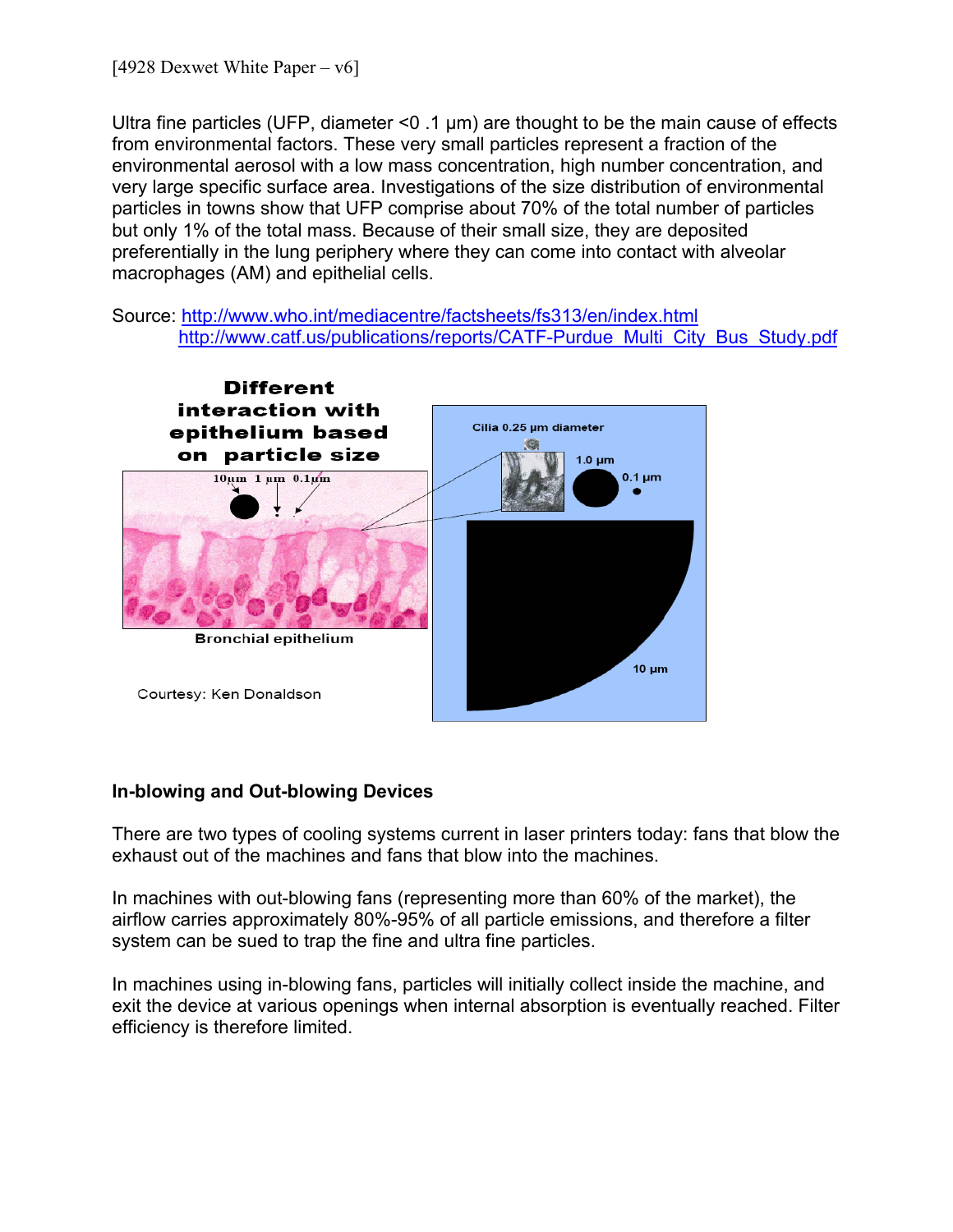Ultra fine particles (UFP, diameter <0 .1 µm) are thought to be the main cause of effects from environmental factors. These very small particles represent a fraction of the environmental aerosol with a low mass concentration, high number concentration, and very large specific surface area. Investigations of the size distribution of environmental particles in towns show that UFP comprise about 70% of the total number of particles but only 1% of the total mass. Because of their small size, they are deposited preferentially in the lung periphery where they can come into contact with alveolar macrophages (AM) and epithelial cells.

Source: http://www.who.int/mediacentre/factsheets/fs313/en/index.html
http://www.catf.us/publications/reports/CATF-Purdue_Multi_City_Bus_Study.pdf

**Different interaction with epithelium based on particle size**

10µm 1 µm 0.1µm

Bronchial epithelium

Courtesy: Ken Donaldson

Cilia 0.25 µm diameter

1.0 µm

0.1 µm

10 µm

### In-blowing and Out-blowing Devices

There are two types of cooling systems current in laser printers today: fans that blow the exhaust out of the machines and fans that blow into the machines.

In machines with out-blowing fans (representing more than 60% of the market), the airflow carries approximately 80%-95% of all particle emissions, and therefore a filter system can be sued to trap the fine and ultra fine particles.

In machines using in-blowing fans, particles will initially collect inside the machine, and exit the device at various openings when internal absorption is eventually reached. Filter efficiency is therefore limited.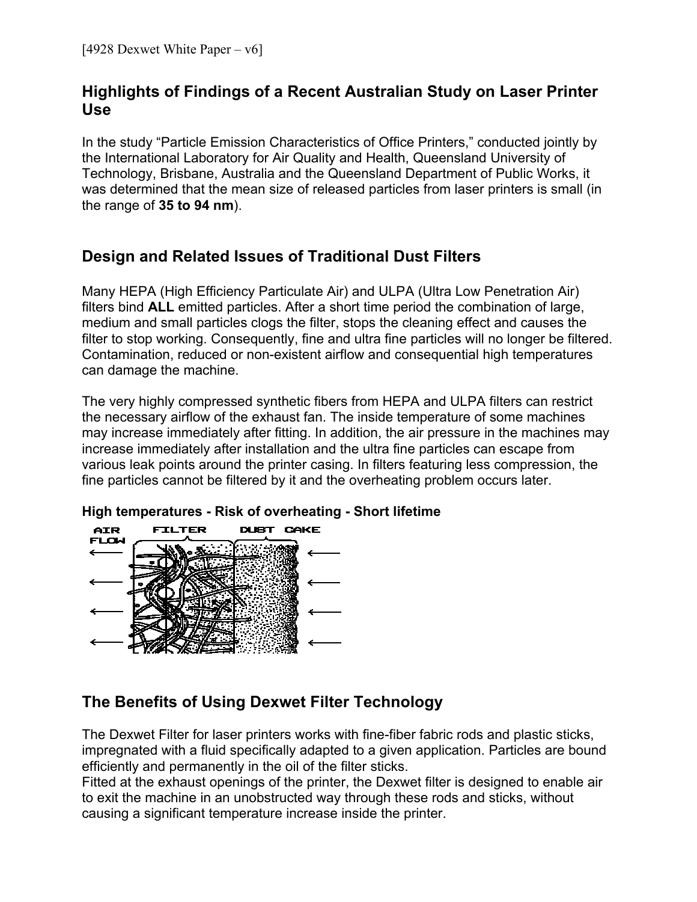## Highlights of Findings of a Recent Australian Study on Laser Printer Use

In the study "Particle Emission Characteristics of Office Printers," conducted jointly by the International Laboratory for Air Quality and Health, Queensland University of Technology, Brisbane, Australia and the Queensland Department of Public Works, it was determined that the mean size of released particles from laser printers is small (in the range of **35 to 94 nm**).

## Design and Related Issues of Traditional Dust Filters

Many HEPA (High Efficiency Particulate Air) and ULPA (Ultra Low Penetration Air) filters bind **ALL** emitted particles. After a short time period the combination of large, medium and small particles clogs the filter, stops the cleaning effect and causes the filter to stop working. Consequently, fine and ultra fine particles will no longer be filtered. Contamination, reduced or non-existent airflow and consequential high temperatures can damage the machine.

The very highly compressed synthetic fibers from HEPA and ULPA filters can restrict the necessary airflow of the exhaust fan. The inside temperature of some machines may increase immediately after fitting. In addition, the air pressure in the machines may increase immediately after installation and the ultra fine particles can escape from various leak points around the printer casing. In filters featuring less compression, the fine particles cannot be filtered by it and the overheating problem occurs later.

**High temperatures - Risk of overheating - Short lifetime**

AIR FLOW FILTER DUST CAKE

## The Benefits of Using Dexwet Filter Technology

The Dexwet Filter for laser printers works with fine-fiber fabric rods and plastic sticks, impregnated with a fluid specifically adapted to a given application. Particles are bound efficiently and permanently in the oil of the filter sticks.

Fitted at the exhaust openings of the printer, the Dexwet filter is designed to enable air to exit the machine in an unobstructed way through these rods and sticks, without causing a significant temperature increase inside the printer.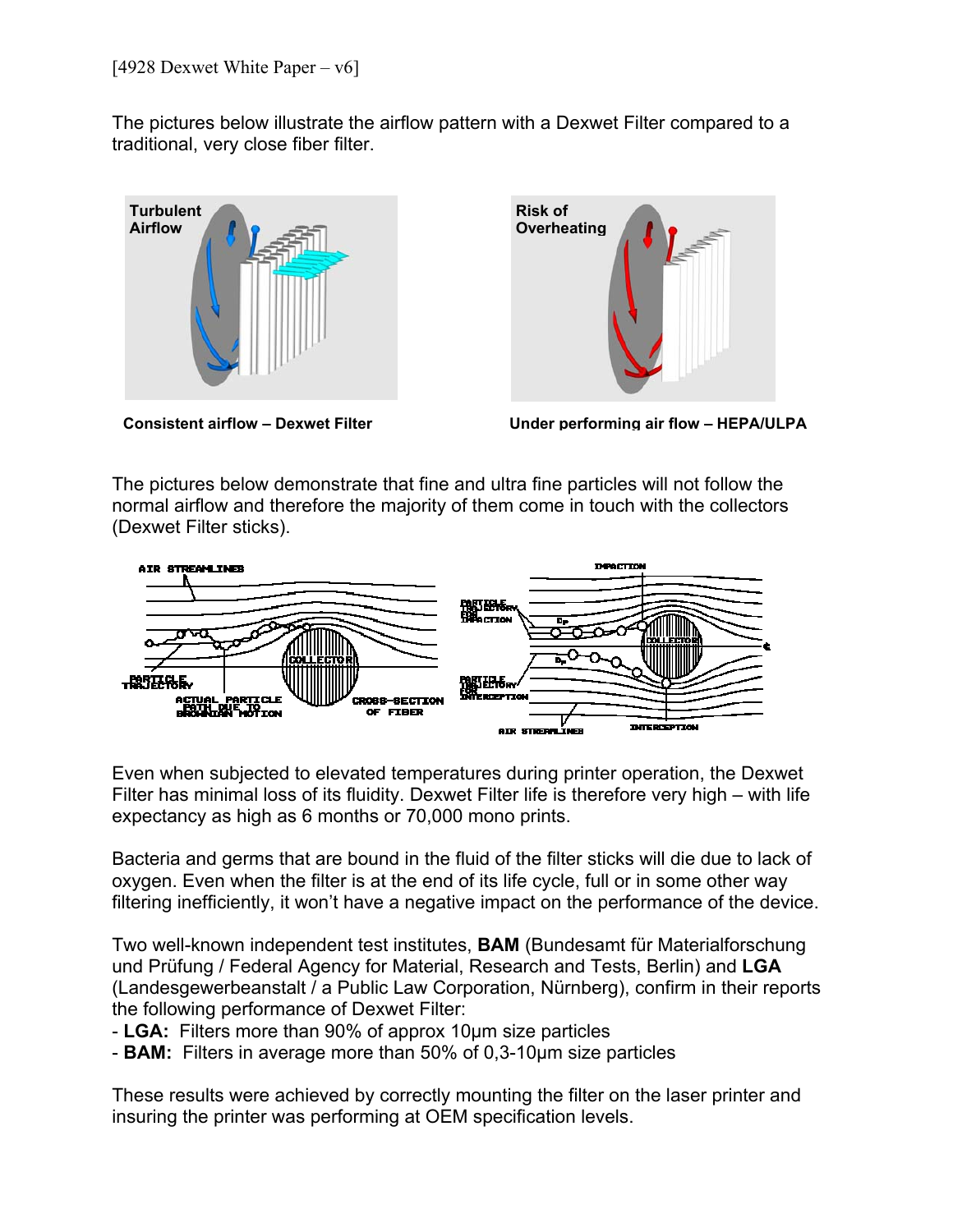The pictures below illustrate the airflow pattern with a Dexwet Filter compared to a traditional, very close fiber filter.

**Consistent airflow – Dexwet Filter**

**Under performing air flow – HEPA/ULPA**

The pictures below demonstrate that fine and ultra fine particles will not follow the normal airflow and therefore the majority of them come in touch with the collectors (Dexwet Filter sticks).

Even when subjected to elevated temperatures during printer operation, the Dexwet Filter has minimal loss of its fluidity. Dexwet Filter life is therefore very high – with life expectancy as high as 6 months or 70,000 mono prints.

Bacteria and germs that are bound in the fluid of the filter sticks will die due to lack of oxygen. Even when the filter is at the end of its life cycle, full or in some other way filtering inefficiently, it won't have a negative impact on the performance of the device.

Two well-known independent test institutes, **BAM** (Bundesamt für Materialforschung und Prüfung / Federal Agency for Material, Research and Tests, Berlin) and **LGA** (Landesgewerbeanstalt / a Public Law Corporation, Nürnberg), confirm in their reports the following performance of Dexwet Filter:

- **LGA:** Filters more than 90% of approx 10µm size particles
- **BAM:** Filters in average more than 50% of 0,3-10µm size particles

These results were achieved by correctly mounting the filter on the laser printer and insuring the printer was performing at OEM specification levels.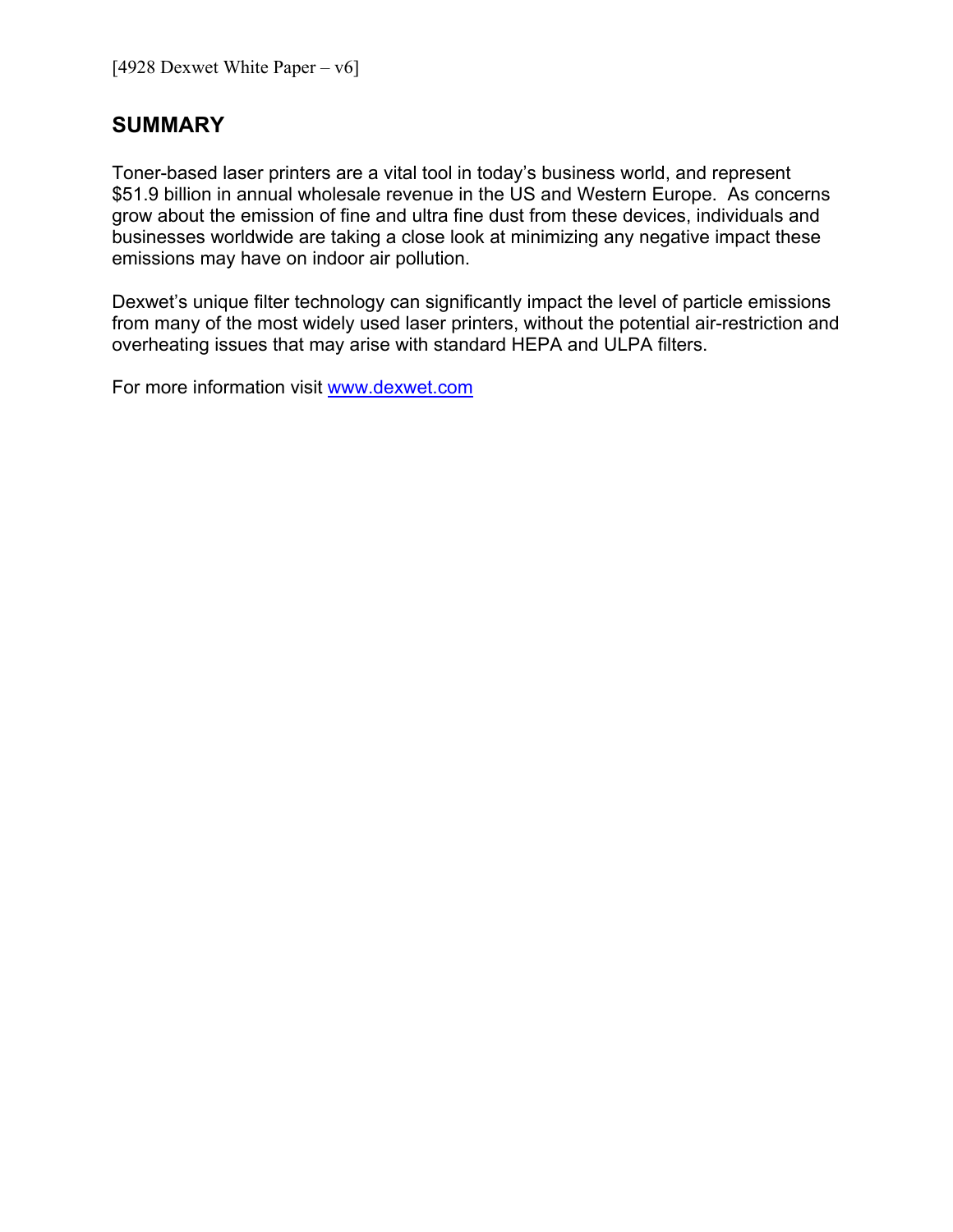## SUMMARY

Toner-based laser printers are a vital tool in today's business world, and represent $51.9 billion in annual wholesale revenue in the US and Western Europe. As concerns grow about the emission of fine and ultra fine dust from these devices, individuals and businesses worldwide are taking a close look at minimizing any negative impact these emissions may have on indoor air pollution.

Dexwet's unique filter technology can significantly impact the level of particle emissions from many of the most widely used laser printers, without the potential air-restriction and overheating issues that may arise with standard HEPA and ULPA filters.

For more information visit [www.dexwet.com](http://www.dexwet.com)